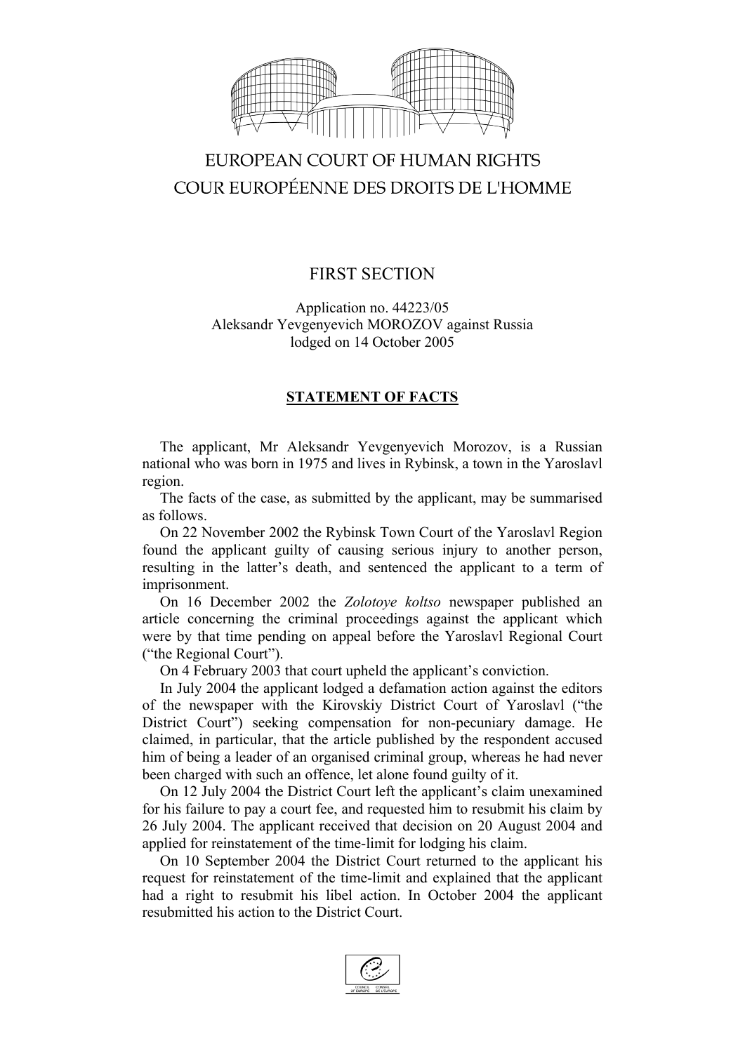# EUROPEAN COURT OF HUMAN RIGHTS
# COUR EUROPÉENNE DES DROITS DE L'HOMME

## FIRST SECTION

Application no. 44223/05
Aleksandr Yevgenyevich MOROZOV against Russia
lodged on 14 October 2005

### STATEMENT OF FACTS

The applicant, Mr Aleksandr Yevgenyevich Morozov, is a Russian national who was born in 1975 and lives in Rybinsk, a town in the Yaroslavl region.

The facts of the case, as submitted by the applicant, may be summarised as follows.

On 22 November 2002 the Rybinsk Town Court of the Yaroslavl Region found the applicant guilty of causing serious injury to another person, resulting in the latter's death, and sentenced the applicant to a term of imprisonment.

On 16 December 2002 the *Zolotoye koltso* newspaper published an article concerning the criminal proceedings against the applicant which were by that time pending on appeal before the Yaroslavl Regional Court ("the Regional Court").

On 4 February 2003 that court upheld the applicant's conviction.

In July 2004 the applicant lodged a defamation action against the editors of the newspaper with the Kirovskiy District Court of Yaroslavl ("the District Court") seeking compensation for non-pecuniary damage. He claimed, in particular, that the article published by the respondent accused him of being a leader of an organised criminal group, whereas he had never been charged with such an offence, let alone found guilty of it.

On 12 July 2004 the District Court left the applicant's claim unexamined for his failure to pay a court fee, and requested him to resubmit his claim by 26 July 2004. The applicant received that decision on 20 August 2004 and applied for reinstatement of the time-limit for lodging his claim.

On 10 September 2004 the District Court returned to the applicant his request for reinstatement of the time-limit and explained that the applicant had a right to resubmit his libel action. In October 2004 the applicant resubmitted his action to the District Court.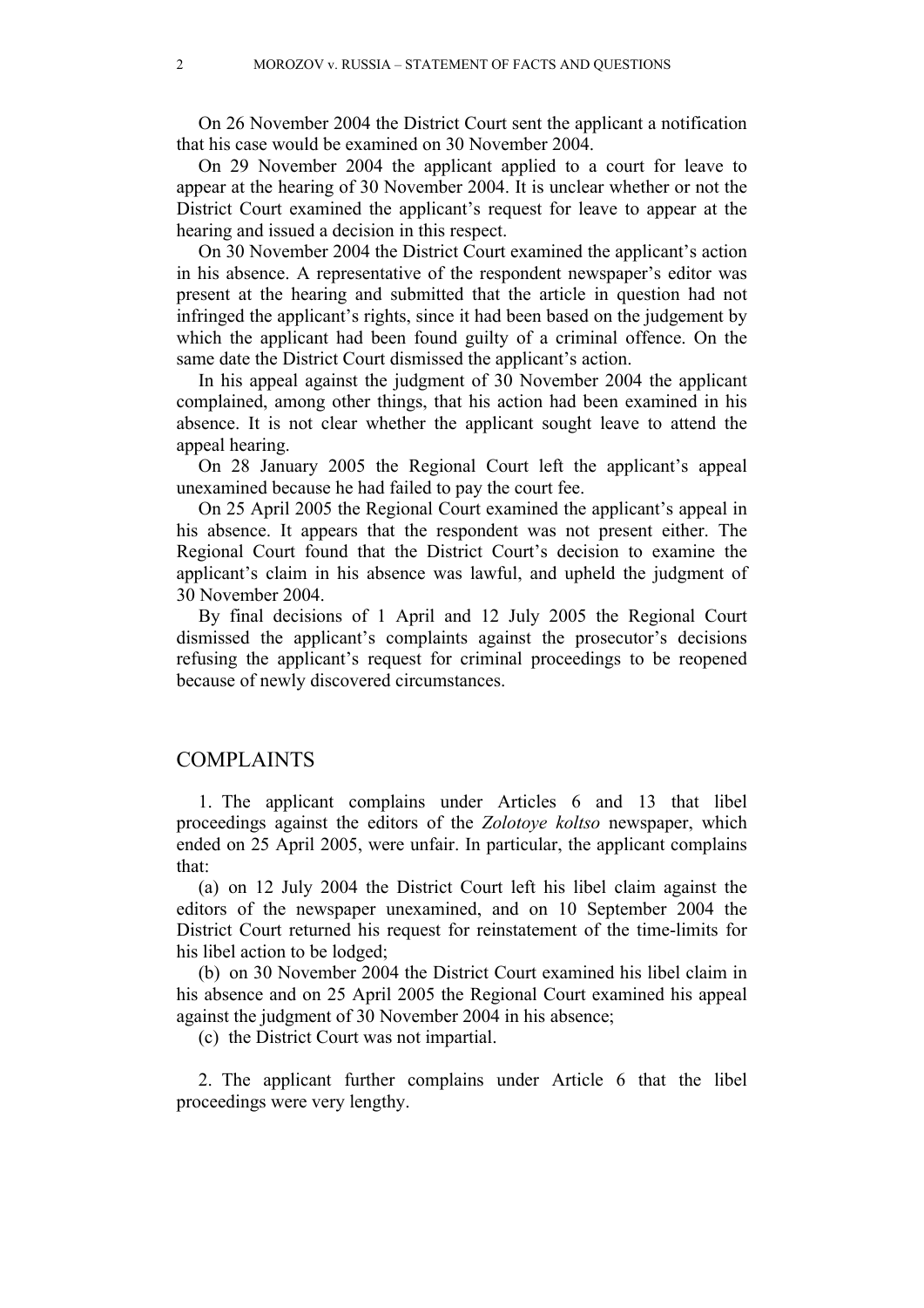On 26 November 2004 the District Court sent the applicant a notification that his case would be examined on 30 November 2004.

On 29 November 2004 the applicant applied to a court for leave to appear at the hearing of 30 November 2004. It is unclear whether or not the District Court examined the applicant's request for leave to appear at the hearing and issued a decision in this respect.

On 30 November 2004 the District Court examined the applicant's action in his absence. A representative of the respondent newspaper's editor was present at the hearing and submitted that the article in question had not infringed the applicant's rights, since it had been based on the judgement by which the applicant had been found guilty of a criminal offence. On the same date the District Court dismissed the applicant's action.

In his appeal against the judgment of 30 November 2004 the applicant complained, among other things, that his action had been examined in his absence. It is not clear whether the applicant sought leave to attend the appeal hearing.

On 28 January 2005 the Regional Court left the applicant's appeal unexamined because he had failed to pay the court fee.

On 25 April 2005 the Regional Court examined the applicant's appeal in his absence. It appears that the respondent was not present either. The Regional Court found that the District Court's decision to examine the applicant's claim in his absence was lawful, and upheld the judgment of 30 November 2004.

By final decisions of 1 April and 12 July 2005 the Regional Court dismissed the applicant's complaints against the prosecutor's decisions refusing the applicant's request for criminal proceedings to be reopened because of newly discovered circumstances.

## COMPLAINTS

1. The applicant complains under Articles 6 and 13 that libel proceedings against the editors of the *Zolotoye koltso* newspaper, which ended on 25 April 2005, were unfair. In particular, the applicant complains that:

(a) on 12 July 2004 the District Court left his libel claim against the editors of the newspaper unexamined, and on 10 September 2004 the District Court returned his request for reinstatement of the time-limits for his libel action to be lodged;

(b) on 30 November 2004 the District Court examined his libel claim in his absence and on 25 April 2005 the Regional Court examined his appeal against the judgment of 30 November 2004 in his absence;

(c) the District Court was not impartial.

2. The applicant further complains under Article 6 that the libel proceedings were very lengthy.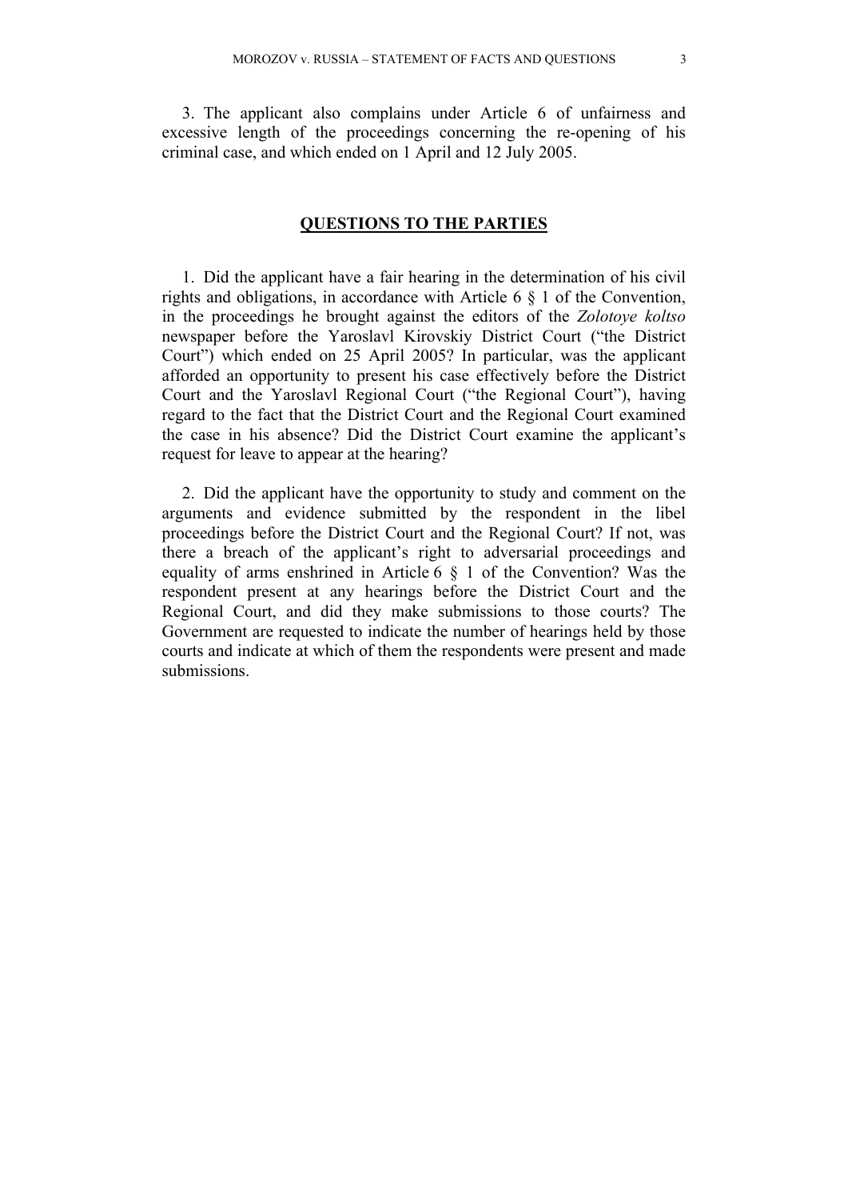3. The applicant also complains under Article 6 of unfairness and excessive length of the proceedings concerning the re-opening of his criminal case, and which ended on 1 April and 12 July 2005.

## QUESTIONS TO THE PARTIES

1. Did the applicant have a fair hearing in the determination of his civil rights and obligations, in accordance with Article 6 § 1 of the Convention, in the proceedings he brought against the editors of the *Zolotoye koltso* newspaper before the Yaroslavl Kirovskiy District Court ("the District Court") which ended on 25 April 2005? In particular, was the applicant afforded an opportunity to present his case effectively before the District Court and the Yaroslavl Regional Court ("the Regional Court"), having regard to the fact that the District Court and the Regional Court examined the case in his absence? Did the District Court examine the applicant's request for leave to appear at the hearing?

2. Did the applicant have the opportunity to study and comment on the arguments and evidence submitted by the respondent in the libel proceedings before the District Court and the Regional Court? If not, was there a breach of the applicant's right to adversarial proceedings and equality of arms enshrined in Article 6 § 1 of the Convention? Was the respondent present at any hearings before the District Court and the Regional Court, and did they make submissions to those courts? The Government are requested to indicate the number of hearings held by those courts and indicate at which of them the respondents were present and made submissions.